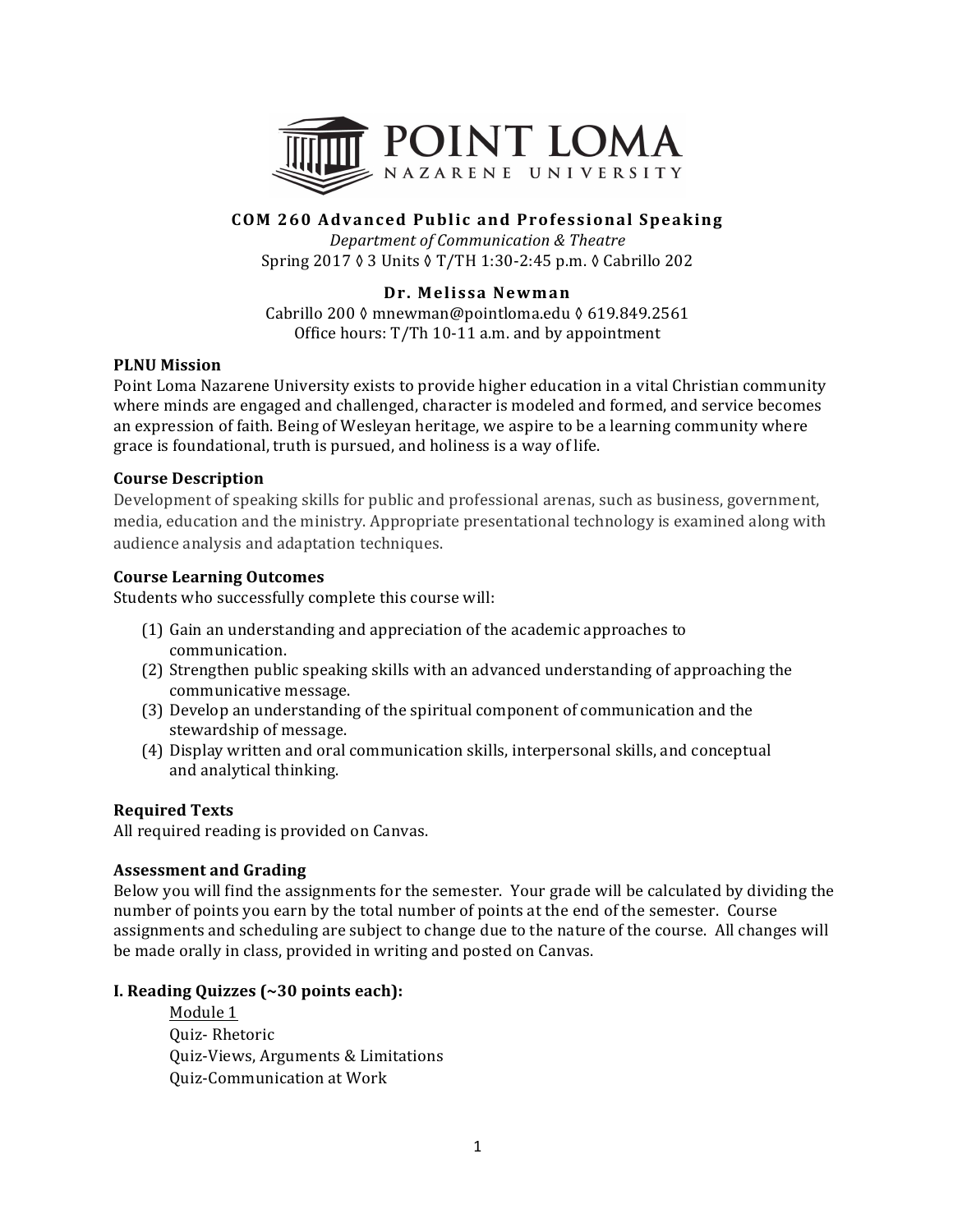POINT LOMA NAZARENE UNIVERSITY

# COM 260 Advanced Public and Professional Speaking

*Department of Communication & Theatre*

Spring 2017 ◊ 3 Units ◊ T/TH 1:30-2:45 p.m. ◊ Cabrillo 202

## Dr. Melissa Newman

Cabrillo 200 ◊ mnewman@pointloma.edu ◊ 619.849.2561

Office hours: T/Th 10-11 a.m. and by appointment

### PLNU Mission

Point Loma Nazarene University exists to provide higher education in a vital Christian community where minds are engaged and challenged, character is modeled and formed, and service becomes an expression of faith. Being of Wesleyan heritage, we aspire to be a learning community where grace is foundational, truth is pursued, and holiness is a way of life.

### Course Description

Development of speaking skills for public and professional arenas, such as business, government, media, education and the ministry. Appropriate presentational technology is examined along with audience analysis and adaptation techniques.

### Course Learning Outcomes

Students who successfully complete this course will:

(1) Gain an understanding and appreciation of the academic approaches to communication.
(2) Strengthen public speaking skills with an advanced understanding of approaching the communicative message.
(3) Develop an understanding of the spiritual component of communication and the stewardship of message.
(4) Display written and oral communication skills, interpersonal skills, and conceptual and analytical thinking.

### Required Texts

All required reading is provided on Canvas.

### Assessment and Grading

Below you will find the assignments for the semester. Your grade will be calculated by dividing the number of points you earn by the total number of points at the end of the semester. Course assignments and scheduling are subject to change due to the nature of the course. All changes will be made orally in class, provided in writing and posted on Canvas.

### I. Reading Quizzes (~30 points each):

Module 1

Quiz- Rhetoric

Quiz-Views, Arguments & Limitations

Quiz-Communication at Work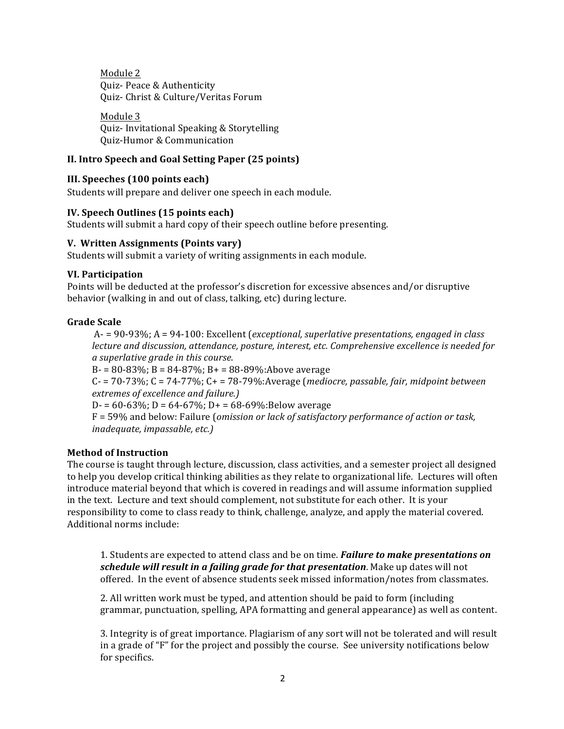<u>Module 2</u>
Quiz- Peace & Authenticity
Quiz- Christ & Culture/Veritas Forum

<u>Module 3</u>
Quiz- Invitational Speaking & Storytelling
Quiz-Humor & Communication

**II. Intro Speech and Goal Setting Paper (25 points)**

**III. Speeches (100 points each)**
Students will prepare and deliver one speech in each module.

**IV. Speech Outlines (15 points each)**
Students will submit a hard copy of their speech outline before presenting.

**V. Written Assignments (Points vary)**
Students will submit a variety of writing assignments in each module.

**VI. Participation**
Points will be deducted at the professor's discretion for excessive absences and/or disruptive behavior (walking in and out of class, talking, etc) during lecture.

**Grade Scale**

A- = 90-93%; A = 94-100: Excellent (*exceptional, superlative presentations, engaged in class lecture and discussion, attendance, posture, interest, etc. Comprehensive excellence is needed for a superlative grade in this course.*
B- = 80-83%; B = 84-87%; B+ = 88-89%:Above average
C- = 70-73%; C = 74-77%; C+ = 78-79%:Average (*mediocre, passable, fair, midpoint between extremes of excellence and failure.)*
D- = 60-63%; D = 64-67%; D+ = 68-69%:Below average
F = 59% and below: Failure (*omission or lack of satisfactory performance of action or task, inadequate, impassable, etc.)*

**Method of Instruction**
The course is taught through lecture, discussion, class activities, and a semester project all designed to help you develop critical thinking abilities as they relate to organizational life. Lectures will often introduce material beyond that which is covered in readings and will assume information supplied in the text. Lecture and text should complement, not substitute for each other. It is your responsibility to come to class ready to think, challenge, analyze, and apply the material covered. Additional norms include:

1. Students are expected to attend class and be on time. ***Failure to make presentations on schedule will result in a failing grade for that presentation***. Make up dates will not offered. In the event of absence students seek missed information/notes from classmates.

2. All written work must be typed, and attention should be paid to form (including grammar, punctuation, spelling, APA formatting and general appearance) as well as content.

3. Integrity is of great importance. Plagiarism of any sort will not be tolerated and will result in a grade of "F" for the project and possibly the course. See university notifications below for specifics.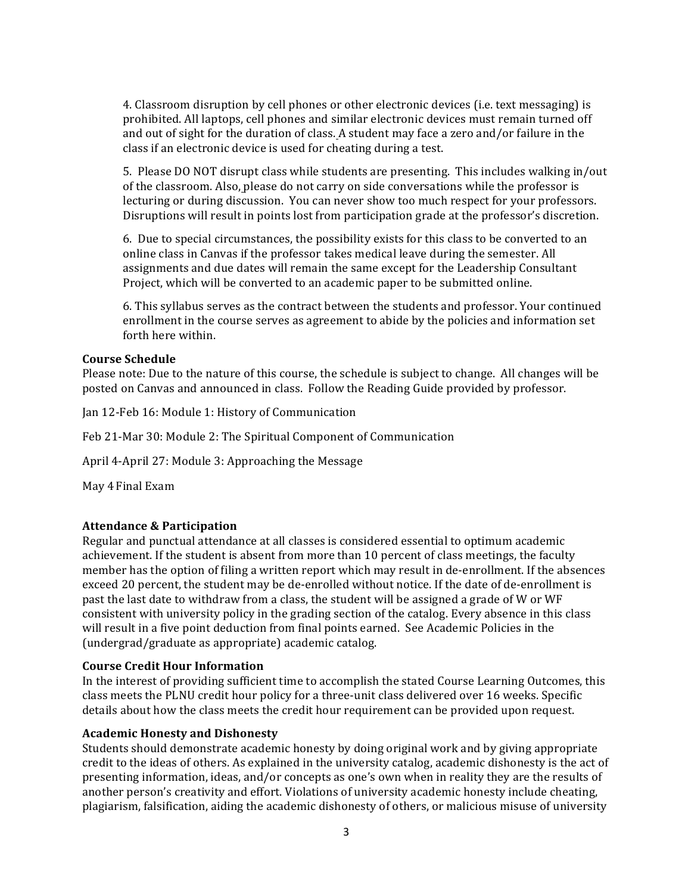4. Classroom disruption by cell phones or other electronic devices (i.e. text messaging) is prohibited. All laptops, cell phones and similar electronic devices must remain turned off and out of sight for the duration of class. A student may face a zero and/or failure in the class if an electronic device is used for cheating during a test.

5. Please DO NOT disrupt class while students are presenting. This includes walking in/out of the classroom. Also, please do not carry on side conversations while the professor is lecturing or during discussion. You can never show too much respect for your professors. Disruptions will result in points lost from participation grade at the professor's discretion.

6. Due to special circumstances, the possibility exists for this class to be converted to an online class in Canvas if the professor takes medical leave during the semester. All assignments and due dates will remain the same except for the Leadership Consultant Project, which will be converted to an academic paper to be submitted online.

6. This syllabus serves as the contract between the students and professor. Your continued enrollment in the course serves as agreement to abide by the policies and information set forth here within.

**Course Schedule**

Please note: Due to the nature of this course, the schedule is subject to change. All changes will be posted on Canvas and announced in class. Follow the Reading Guide provided by professor.

Jan 12-Feb 16: Module 1: History of Communication

Feb 21-Mar 30: Module 2: The Spiritual Component of Communication

April 4-April 27: Module 3: Approaching the Message

May 4 Final Exam

**Attendance & Participation**

Regular and punctual attendance at all classes is considered essential to optimum academic achievement. If the student is absent from more than 10 percent of class meetings, the faculty member has the option of filing a written report which may result in de-enrollment. If the absences exceed 20 percent, the student may be de-enrolled without notice. If the date of de-enrollment is past the last date to withdraw from a class, the student will be assigned a grade of W or WF consistent with university policy in the grading section of the catalog. Every absence in this class will result in a five point deduction from final points earned. See Academic Policies in the (undergrad/graduate as appropriate) academic catalog.

**Course Credit Hour Information**

In the interest of providing sufficient time to accomplish the stated Course Learning Outcomes, this class meets the PLNU credit hour policy for a three-unit class delivered over 16 weeks. Specific details about how the class meets the credit hour requirement can be provided upon request.

**Academic Honesty and Dishonesty**

Students should demonstrate academic honesty by doing original work and by giving appropriate credit to the ideas of others. As explained in the university catalog, academic dishonesty is the act of presenting information, ideas, and/or concepts as one's own when in reality they are the results of another person's creativity and effort. Violations of university academic honesty include cheating, plagiarism, falsification, aiding the academic dishonesty of others, or malicious misuse of university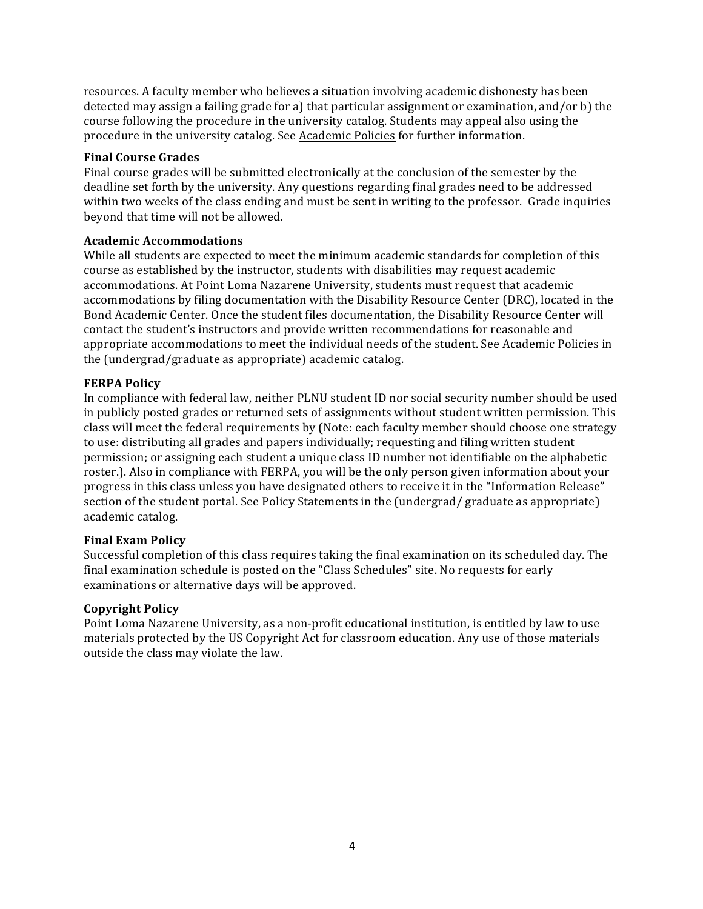resources. A faculty member who believes a situation involving academic dishonesty has been detected may assign a failing grade for a) that particular assignment or examination, and/or b) the course following the procedure in the university catalog. Students may appeal also using the procedure in the university catalog. See Academic Policies for further information.

**Final Course Grades**

Final course grades will be submitted electronically at the conclusion of the semester by the deadline set forth by the university. Any questions regarding final grades need to be addressed within two weeks of the class ending and must be sent in writing to the professor. Grade inquiries beyond that time will not be allowed.

**Academic Accommodations**

While all students are expected to meet the minimum academic standards for completion of this course as established by the instructor, students with disabilities may request academic accommodations. At Point Loma Nazarene University, students must request that academic accommodations by filing documentation with the Disability Resource Center (DRC), located in the Bond Academic Center. Once the student files documentation, the Disability Resource Center will contact the student's instructors and provide written recommendations for reasonable and appropriate accommodations to meet the individual needs of the student. See Academic Policies in the (undergrad/graduate as appropriate) academic catalog.

**FERPA Policy**

In compliance with federal law, neither PLNU student ID nor social security number should be used in publicly posted grades or returned sets of assignments without student written permission. This class will meet the federal requirements by (Note: each faculty member should choose one strategy to use: distributing all grades and papers individually; requesting and filing written student permission; or assigning each student a unique class ID number not identifiable on the alphabetic roster.). Also in compliance with FERPA, you will be the only person given information about your progress in this class unless you have designated others to receive it in the "Information Release" section of the student portal. See Policy Statements in the (undergrad/ graduate as appropriate) academic catalog.

**Final Exam Policy**

Successful completion of this class requires taking the final examination on its scheduled day. The final examination schedule is posted on the "Class Schedules" site. No requests for early examinations or alternative days will be approved.

**Copyright Policy**

Point Loma Nazarene University, as a non-profit educational institution, is entitled by law to use materials protected by the US Copyright Act for classroom education. Any use of those materials outside the class may violate the law.